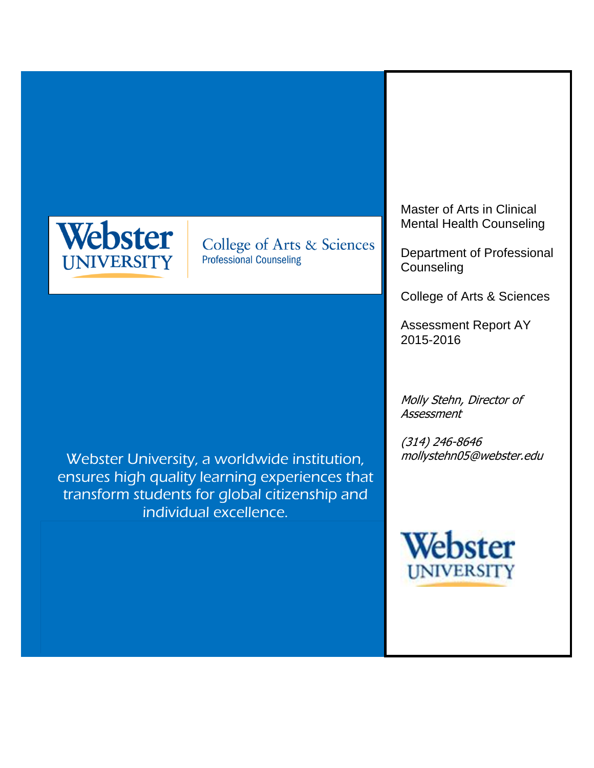Webster UNIVERSITY

College of Arts & Sciences
Professional Counseling

Webster University, a worldwide institution, ensures high quality learning experiences that transform students for global citizenship and individual excellence.

# Master of Arts in Clinical Mental Health Counseling

Department of Professional Counseling

College of Arts & Sciences

Assessment Report AY 2015-2016

*Molly Stehn, Director of Assessment*

*(314) 246-8646*
*mollystehn05@webster.edu*

Webster UNIVERSITY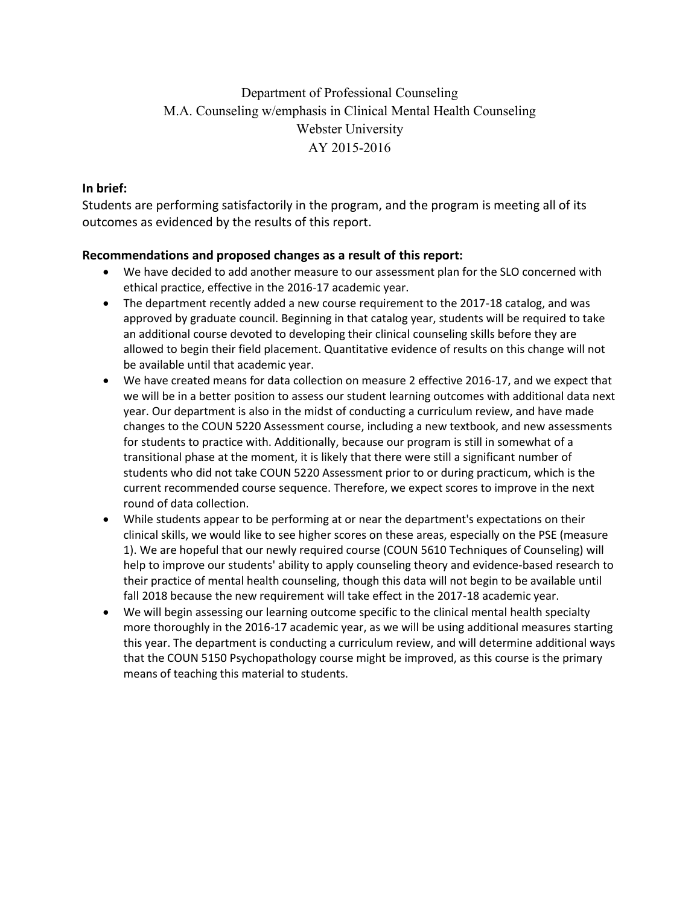Department of Professional Counseling  
M.A. Counseling w/emphasis in Clinical Mental Health Counseling  
Webster University  
AY 2015-2016

**In brief:**

Students are performing satisfactorily in the program, and the program is meeting all of its outcomes as evidenced by the results of this report.

**Recommendations and proposed changes as a result of this report:**

- We have decided to add another measure to our assessment plan for the SLO concerned with ethical practice, effective in the 2016-17 academic year.
- The department recently added a new course requirement to the 2017-18 catalog, and was approved by graduate council. Beginning in that catalog year, students will be required to take an additional course devoted to developing their clinical counseling skills before they are allowed to begin their field placement. Quantitative evidence of results on this change will not be available until that academic year.
- We have created means for data collection on measure 2 effective 2016-17, and we expect that we will be in a better position to assess our student learning outcomes with additional data next year. Our department is also in the midst of conducting a curriculum review, and have made changes to the COUN 5220 Assessment course, including a new textbook, and new assessments for students to practice with. Additionally, because our program is still in somewhat of a transitional phase at the moment, it is likely that there were still a significant number of students who did not take COUN 5220 Assessment prior to or during practicum, which is the current recommended course sequence. Therefore, we expect scores to improve in the next round of data collection.
- While students appear to be performing at or near the department's expectations on their clinical skills, we would like to see higher scores on these areas, especially on the PSE (measure 1). We are hopeful that our newly required course (COUN 5610 Techniques of Counseling) will help to improve our students' ability to apply counseling theory and evidence-based research to their practice of mental health counseling, though this data will not begin to be available until fall 2018 because the new requirement will take effect in the 2017-18 academic year.
- We will begin assessing our learning outcome specific to the clinical mental health specialty more thoroughly in the 2016-17 academic year, as we will be using additional measures starting this year. The department is conducting a curriculum review, and will determine additional ways that the COUN 5150 Psychopathology course might be improved, as this course is the primary means of teaching this material to students.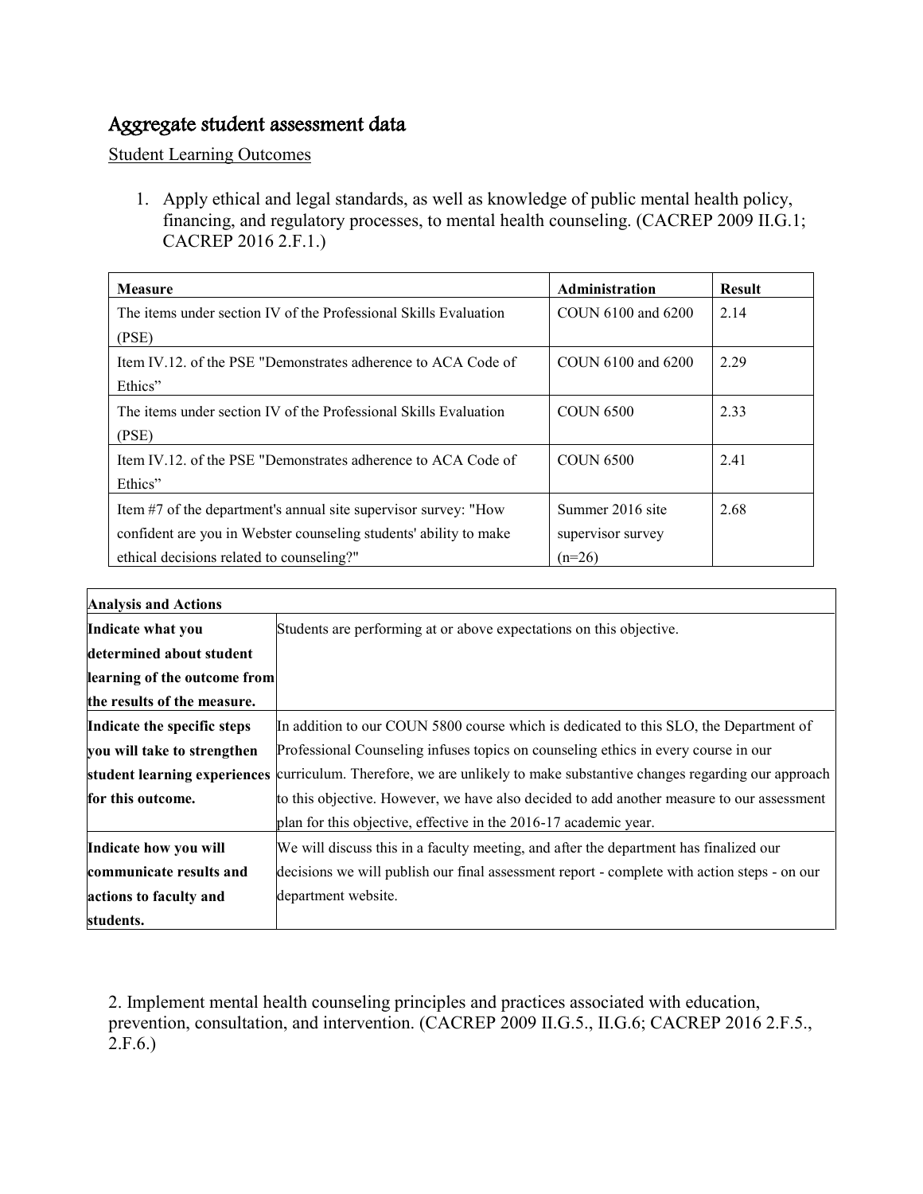## Aggregate student assessment data

Student Learning Outcomes

1. Apply ethical and legal standards, as well as knowledge of public mental health policy, financing, and regulatory processes, to mental health counseling. (CACREP 2009 II.G.1; CACREP 2016 2.F.1.)

| Measure | Administration | Result |
|---|---|---|
| The items under section IV of the Professional Skills Evaluation (PSE) | COUN 6100 and 6200 | 2.14 |
| Item IV.12. of the PSE "Demonstrates adherence to ACA Code of Ethics" | COUN 6100 and 6200 | 2.29 |
| The items under section IV of the Professional Skills Evaluation (PSE) | COUN 6500 | 2.33 |
| Item IV.12. of the PSE "Demonstrates adherence to ACA Code of Ethics" | COUN 6500 | 2.41 |
| Item #7 of the department's annual site supervisor survey: "How confident are you in Webster counseling students' ability to make ethical decisions related to counseling?" | Summer 2016 site supervisor survey (n=26) | 2.68 |

| Analysis and Actions | |
|---|---|
| **Indicate what you determined about student learning of the outcome from the results of the measure.** | Students are performing at or above expectations on this objective. |
| **Indicate the specific steps you will take to strengthen student learning experiences for this outcome.** | In addition to our COUN 5800 course which is dedicated to this SLO, the Department of Professional Counseling infuses topics on counseling ethics in every course in our curriculum. Therefore, we are unlikely to make substantive changes regarding our approach to this objective. However, we have also decided to add another measure to our assessment plan for this objective, effective in the 2016-17 academic year. |
| **Indicate how you will communicate results and actions to faculty and students.** | We will discuss this in a faculty meeting, and after the department has finalized our decisions we will publish our final assessment report - complete with action steps - on our department website. |

2. Implement mental health counseling principles and practices associated with education, prevention, consultation, and intervention. (CACREP 2009 II.G.5., II.G.6; CACREP 2016 2.F.5., 2.F.6.)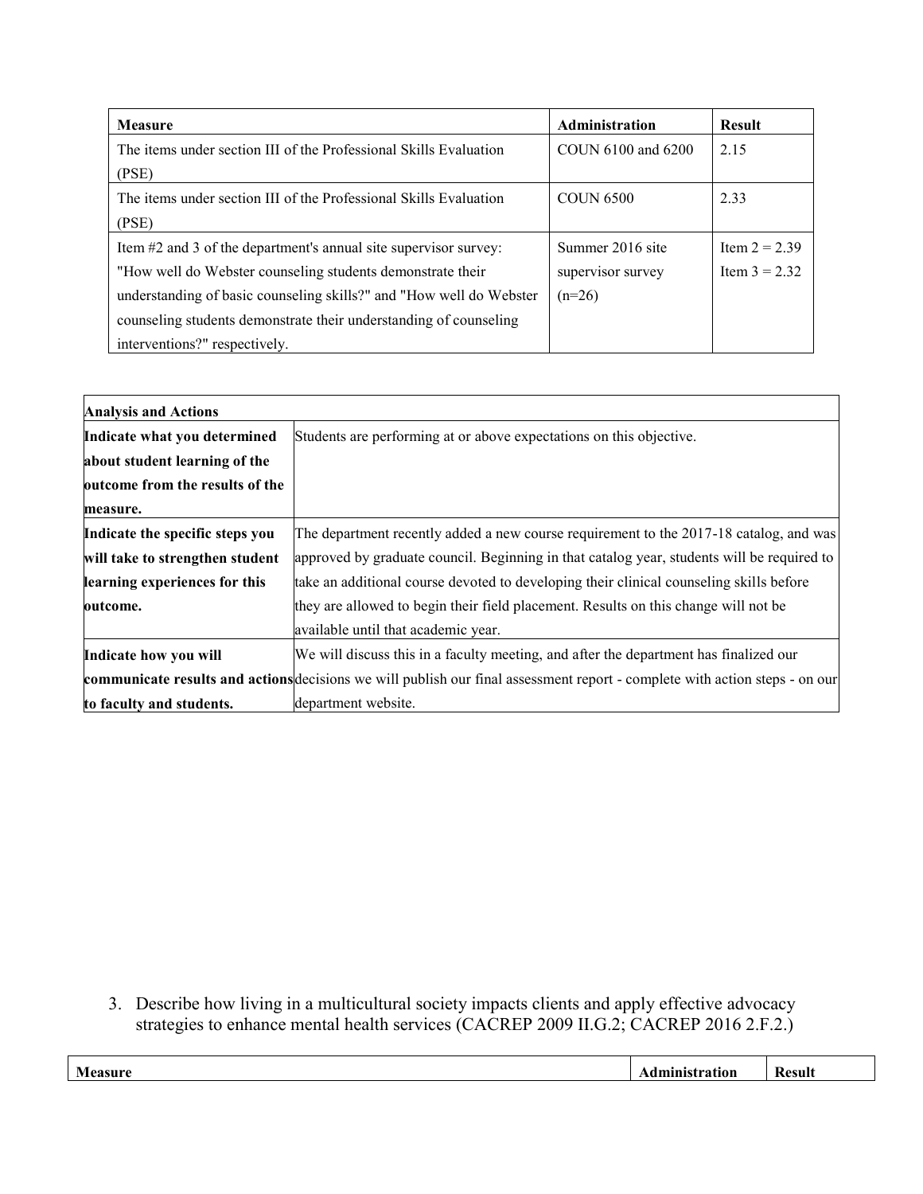| Measure | Administration | Result |
|---|---|---|
| The items under section III of the Professional Skills Evaluation (PSE) | COUN 6100 and 6200 | 2.15 |
| The items under section III of the Professional Skills Evaluation (PSE) | COUN 6500 | 2.33 |
| Item #2 and 3 of the department's annual site supervisor survey: "How well do Webster counseling students demonstrate their understanding of basic counseling skills?" and "How well do Webster counseling students demonstrate their understanding of counseling interventions?" respectively. | Summer 2016 site supervisor survey (n=26) | Item 2 = 2.39<br>Item 3 = 2.32 |

| **Analysis and Actions** | |
|---|---|
| **Indicate what you determined about student learning of the outcome from the results of the measure.** | Students are performing at or above expectations on this objective. |
| **Indicate the specific steps you will take to strengthen student learning experiences for this outcome.** | The department recently added a new course requirement to the 2017-18 catalog, and was approved by graduate council. Beginning in that catalog year, students will be required to take an additional course devoted to developing their clinical counseling skills before they are allowed to begin their field placement. Results on this change will not be available until that academic year. |
| **Indicate how you will communicate results and actions to faculty and students.** | We will discuss this in a faculty meeting, and after the department has finalized our decisions we will publish our final assessment report - complete with action steps - on our department website. |

3. Describe how living in a multicultural society impacts clients and apply effective advocacy strategies to enhance mental health services (CACREP 2009 II.G.2; CACREP 2016 2.F.2.)

| Measure | Administration | Result |
|---|---|---|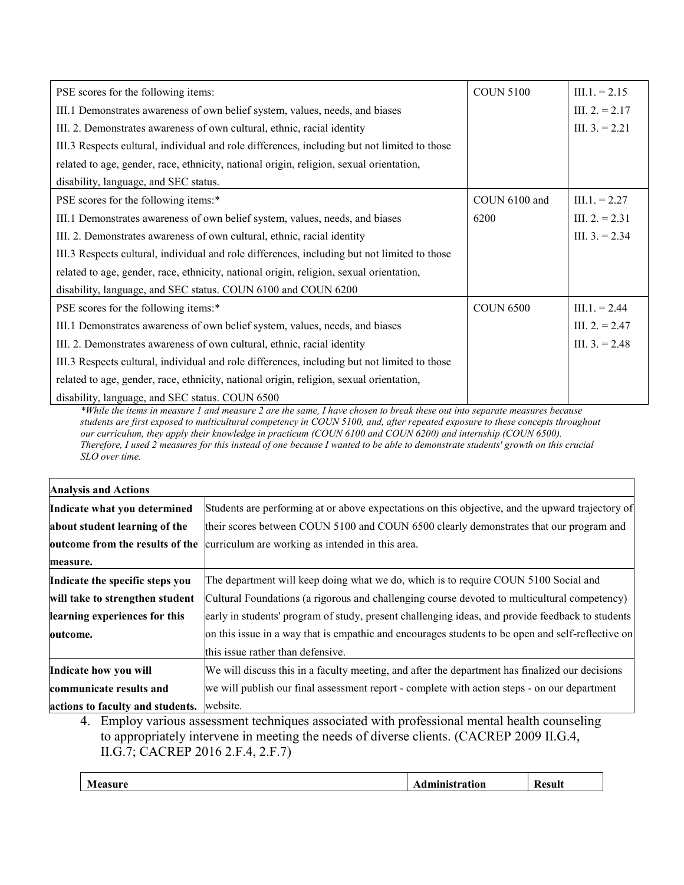| | | |
|---|---|---|
| PSE scores for the following items:<br>III.1 Demonstrates awareness of own belief system, values, needs, and biases<br>III. 2. Demonstrates awareness of own cultural, ethnic, racial identity<br>III.3 Respects cultural, individual and role differences, including but not limited to those related to age, gender, race, ethnicity, national origin, religion, sexual orientation, disability, language, and SEC status. | COUN 5100 | III.1. = 2.15<br>III. 2. = 2.17<br>III. 3. = 2.21 |
| PSE scores for the following items:*<br>III.1 Demonstrates awareness of own belief system, values, needs, and biases<br>III. 2. Demonstrates awareness of own cultural, ethnic, racial identity<br>III.3 Respects cultural, individual and role differences, including but not limited to those related to age, gender, race, ethnicity, national origin, religion, sexual orientation, disability, language, and SEC status. COUN 6100 and COUN 6200 | COUN 6100 and 6200 | III.1. = 2.27<br>III. 2. = 2.31<br>III. 3. = 2.34 |
| PSE scores for the following items:*<br>III.1 Demonstrates awareness of own belief system, values, needs, and biases<br>III. 2. Demonstrates awareness of own cultural, ethnic, racial identity<br>III.3 Respects cultural, individual and role differences, including but not limited to those related to age, gender, race, ethnicity, national origin, religion, sexual orientation, disability, language, and SEC status. COUN 6500 | COUN 6500 | III.1. = 2.44<br>III. 2. = 2.47<br>III. 3. = 2.48 |

*\*While the items in measure 1 and measure 2 are the same, I have chosen to break these out into separate measures because students are first exposed to multicultural competency in COUN 5100, and, after repeated exposure to these concepts throughout our curriculum, they apply their knowledge in practicum (COUN 6100 and COUN 6200) and internship (COUN 6500). Therefore, I used 2 measures for this instead of one because I wanted to be able to demonstrate students' growth on this crucial SLO over time.*

| **Analysis and Actions** | |
|---|---|
| **Indicate what you determined about student learning of the outcome from the results of the measure.** | Students are performing at or above expectations on this objective, and the upward trajectory of their scores between COUN 5100 and COUN 6500 clearly demonstrates that our program and curriculum are working as intended in this area. |
| **Indicate the specific steps you will take to strengthen student learning experiences for this outcome.** | The department will keep doing what we do, which is to require COUN 5100 Social and Cultural Foundations (a rigorous and challenging course devoted to multicultural competency) early in students' program of study, present challenging ideas, and provide feedback to students on this issue in a way that is empathic and encourages students to be open and self-reflective on this issue rather than defensive. |
| **Indicate how you will communicate results and actions to faculty and students.** | We will discuss this in a faculty meeting, and after the department has finalized our decisions we will publish our final assessment report - complete with action steps - on our department website. |

4. Employ various assessment techniques associated with professional mental health counseling to appropriately intervene in meeting the needs of diverse clients. (CACREP 2009 II.G.4, II.G.7; CACREP 2016 2.F.4, 2.F.7)

| **Measure** | **Administration** | **Result** |
|---|---|---|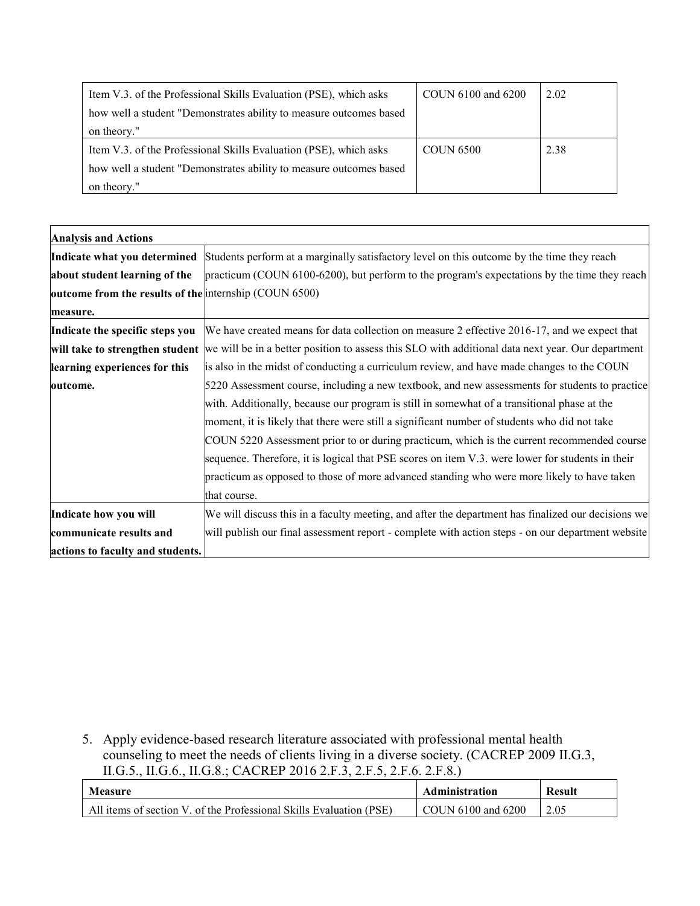| Item V.3. of the Professional Skills Evaluation (PSE), which asks how well a student "Demonstrates ability to measure outcomes based on theory." | COUN 6100 and 6200 | 2.02 |
|---|---|---|
| Item V.3. of the Professional Skills Evaluation (PSE), which asks how well a student "Demonstrates ability to measure outcomes based on theory." | COUN 6500 | 2.38 |

| **Analysis and Actions** | |
|---|---|
| **Indicate what you determined about student learning of the outcome from the results of the measure.** | Students perform at a marginally satisfactory level on this outcome by the time they reach practicum (COUN 6100-6200), but perform to the program's expectations by the time they reach internship (COUN 6500) |
| **Indicate the specific steps you will take to strengthen student learning experiences for this outcome.** | We have created means for data collection on measure 2 effective 2016-17, and we expect that we will be in a better position to assess this SLO with additional data next year. Our department is also in the midst of conducting a curriculum review, and have made changes to the COUN 5220 Assessment course, including a new textbook, and new assessments for students to practice with. Additionally, because our program is still in somewhat of a transitional phase at the moment, it is likely that there were still a significant number of students who did not take COUN 5220 Assessment prior to or during practicum, which is the current recommended course sequence. Therefore, it is logical that PSE scores on item V.3. were lower for students in their practicum as opposed to those of more advanced standing who were more likely to have taken that course. |
| **Indicate how you will communicate results and actions to faculty and students.** | We will discuss this in a faculty meeting, and after the department has finalized our decisions we will publish our final assessment report - complete with action steps - on our department website |

5. Apply evidence-based research literature associated with professional mental health counseling to meet the needs of clients living in a diverse society. (CACREP 2009 II.G.3, II.G.5., II.G.6., II.G.8.; CACREP 2016 2.F.3, 2.F.5, 2.F.6. 2.F.8.)

| **Measure** | **Administration** | **Result** |
|---|---|---|
| All items of section V. of the Professional Skills Evaluation (PSE) | COUN 6100 and 6200 | 2.05 |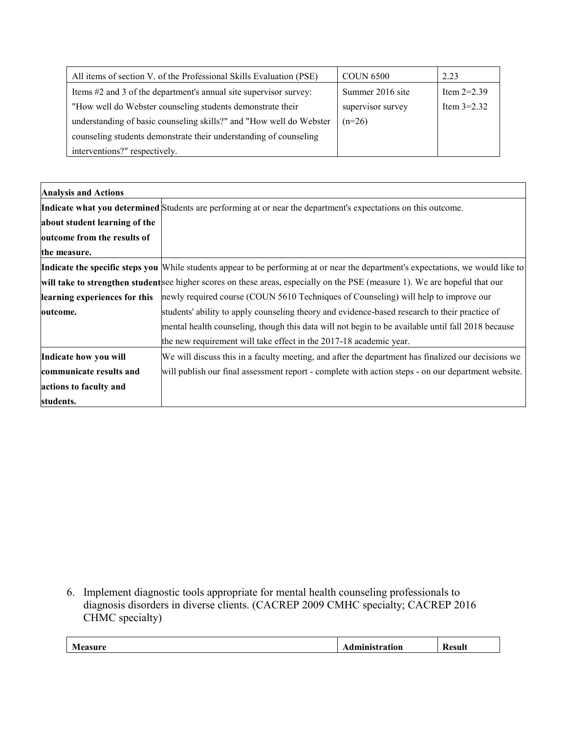| All items of section V. of the Professional Skills Evaluation (PSE) | COUN 6500 | 2.23 |
|---|---|---|
| Items #2 and 3 of the department's annual site supervisor survey: "How well do Webster counseling students demonstrate their understanding of basic counseling skills?" and "How well do Webster counseling students demonstrate their understanding of counseling interventions?" respectively. | Summer 2016 site supervisor survey (n=26) | Item 2=2.39<br>Item 3=2.32 |

| **Analysis and Actions** | |
|---|---|
| **Indicate what you determined about student learning of the outcome from the results of the measure.** | Students are performing at or near the department's expectations on this outcome. |
| **Indicate the specific steps you will take to strengthen student learning experiences for this outcome.** | While students appear to be performing at or near the department's expectations, we would like to see higher scores on these areas, especially on the PSE (measure 1). We are hopeful that our newly required course (COUN 5610 Techniques of Counseling) will help to improve our students' ability to apply counseling theory and evidence-based research to their practice of mental health counseling, though this data will not begin to be available until fall 2018 because the new requirement will take effect in the 2017-18 academic year. |
| **Indicate how you will communicate results and actions to faculty and students.** | We will discuss this in a faculty meeting, and after the department has finalized our decisions we will publish our final assessment report - complete with action steps - on our department website. |

6. Implement diagnostic tools appropriate for mental health counseling professionals to diagnosis disorders in diverse clients. (CACREP 2009 CMHC specialty; CACREP 2016 CHMC specialty)

| **Measure** | **Administration** | **Result** |
|---|---|---|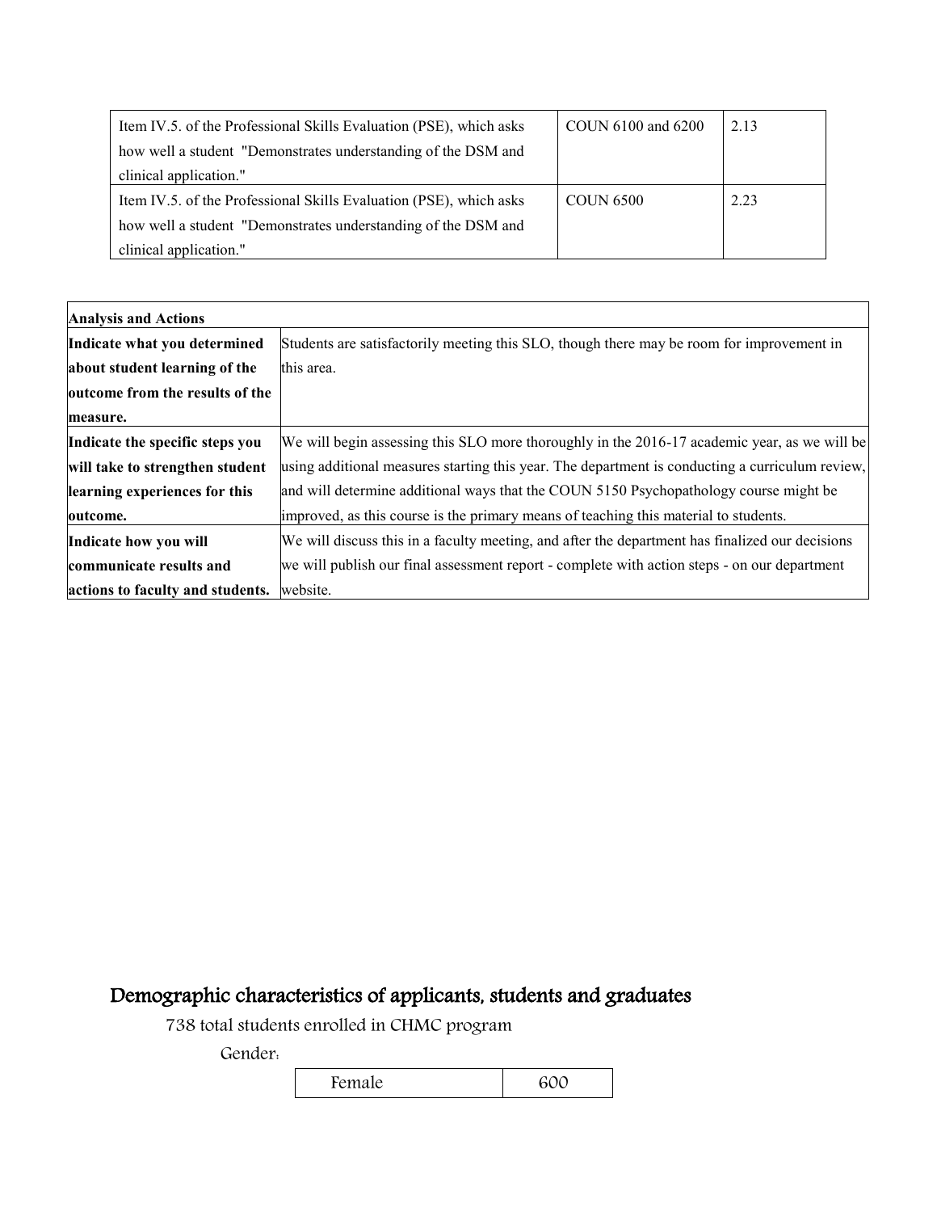| | | |
|---|---|---|
| Item IV.5. of the Professional Skills Evaluation (PSE), which asks how well a student "Demonstrates understanding of the DSM and clinical application." | COUN 6100 and 6200 | 2.13 |
| Item IV.5. of the Professional Skills Evaluation (PSE), which asks how well a student "Demonstrates understanding of the DSM and clinical application." | COUN 6500 | 2.23 |

| **Analysis and Actions** | |
|---|---|
| **Indicate what you determined about student learning of the outcome from the results of the measure.** | Students are satisfactorily meeting this SLO, though there may be room for improvement in this area. |
| **Indicate the specific steps you will take to strengthen student learning experiences for this outcome.** | We will begin assessing this SLO more thoroughly in the 2016-17 academic year, as we will be using additional measures starting this year. The department is conducting a curriculum review, and will determine additional ways that the COUN 5150 Psychopathology course might be improved, as this course is the primary means of teaching this material to students. |
| **Indicate how you will communicate results and actions to faculty and students.** | We will discuss this in a faculty meeting, and after the department has finalized our decisions we will publish our final assessment report - complete with action steps - on our department website. |

## Demographic characteristics of applicants, students and graduates

738 total students enrolled in CHMC program

Gender:

| | |
|---|---|
| Female | 600 |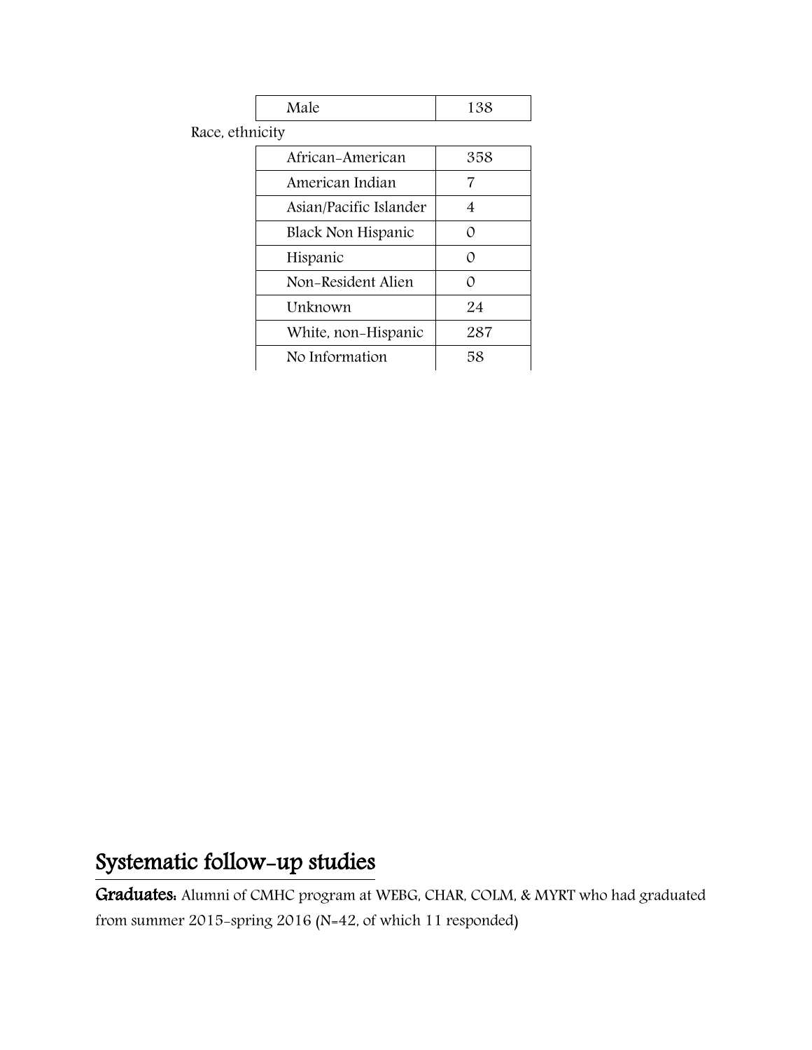| Male | 138 |
| --- | --- |

Race, ethnicity

| African-American | 358 |
| --- | --- |
| American Indian | 7 |
| Asian/Pacific Islander | 4 |
| Black Non Hispanic | 0 |
| Hispanic | 0 |
| Non-Resident Alien | 0 |
| Unknown | 24 |
| White, non-Hispanic | 287 |
| No Information | 58 |

## Systematic follow-up studies

**Graduates:** Alumni of CMHC program at WEBG, CHAR, COLM, & MYRT who had graduated from summer 2015-spring 2016 (N=42, of which 11 responded)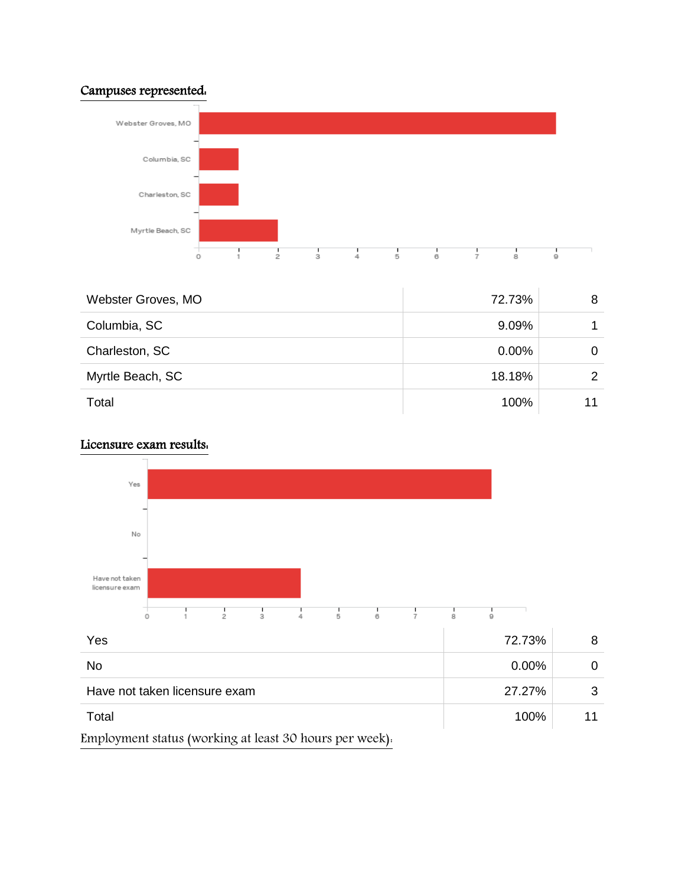## Campuses represented:

| Webster Groves, MO | 72.73% | 8 |
|---|---|---|
| Columbia, SC | 9.09% | 1 |
| Charleston, SC | 0.00% | 0 |
| Myrtle Beach, SC | 18.18% | 2 |
| Total | 100% | 11 |

## Licensure exam results:

| Yes | 72.73% | 8 |
|---|---|---|
| No | 0.00% | 0 |
| Have not taken licensure exam | 27.27% | 3 |
| Total | 100% | 11 |

## Employment status (working at least 30 hours per week):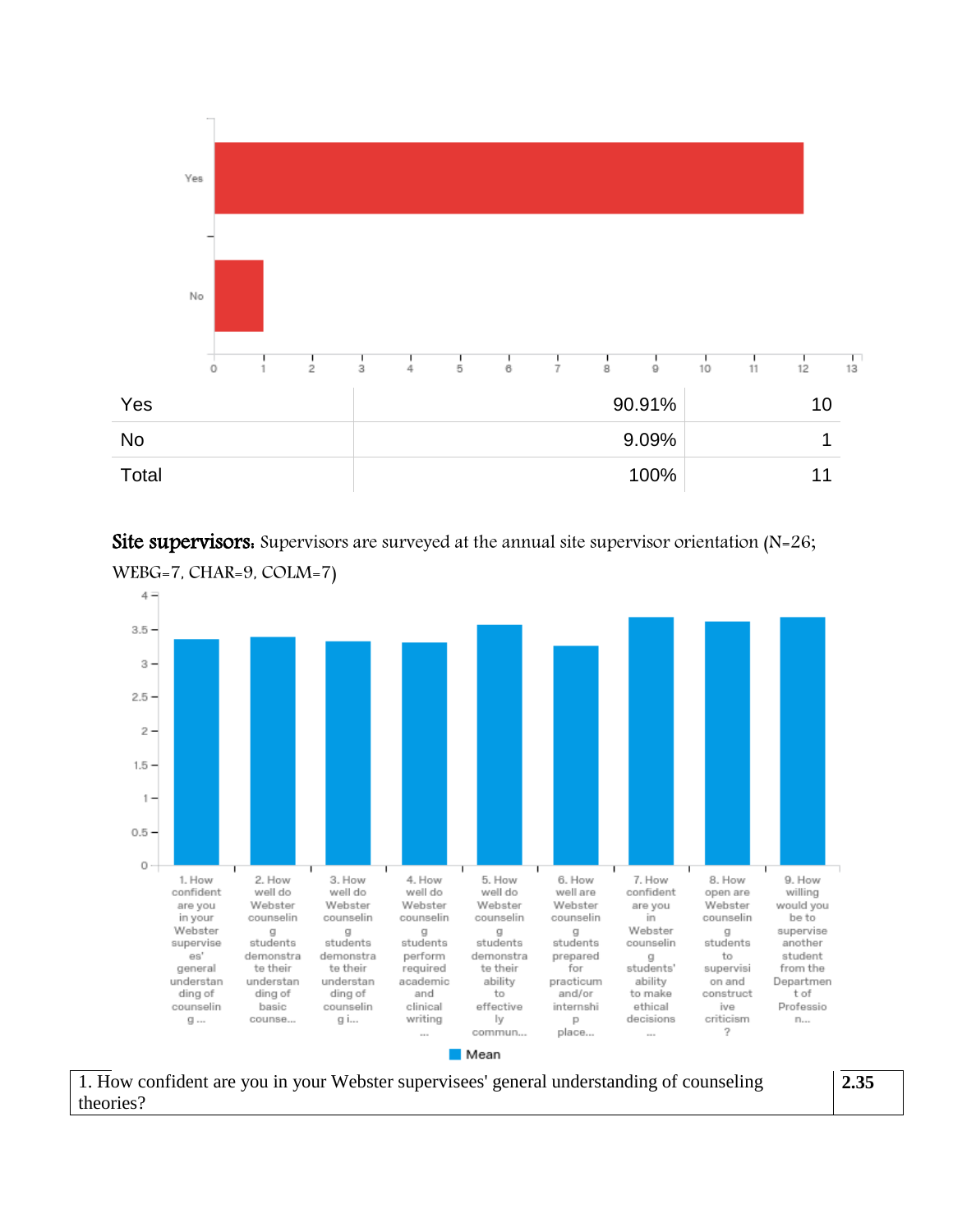| | | |
|---|---|---|
| Yes | 90.91% | 10 |
| No | 9.09% | 1 |
| Total | 100% | 11 |

**Site supervisors:** Supervisors are surveyed at the annual site supervisor orientation (N=26; WEBG=7, CHAR=9, COLM=7)

| | |
|---|---|
| 1. How confident are you in your Webster supervisees' general understanding of counseling theories? | **2.35** |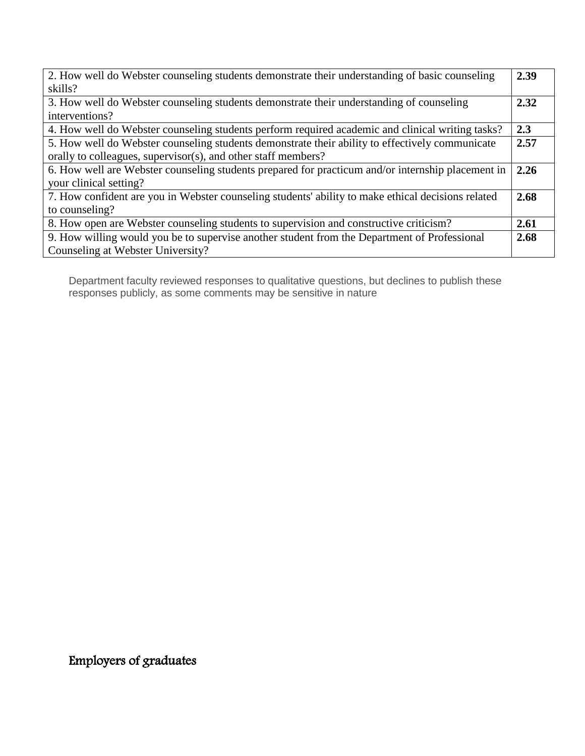| | |
|---|---|
| 2. How well do Webster counseling students demonstrate their understanding of basic counseling skills? | **2.39** |
| 3. How well do Webster counseling students demonstrate their understanding of counseling interventions? | **2.32** |
| 4. How well do Webster counseling students perform required academic and clinical writing tasks? | **2.3** |
| 5. How well do Webster counseling students demonstrate their ability to effectively communicate orally to colleagues, supervisor(s), and other staff members? | **2.57** |
| 6. How well are Webster counseling students prepared for practicum and/or internship placement in your clinical setting? | **2.26** |
| 7. How confident are you in Webster counseling students' ability to make ethical decisions related to counseling? | **2.68** |
| 8. How open are Webster counseling students to supervision and constructive criticism? | **2.61** |
| 9. How willing would you be to supervise another student from the Department of Professional Counseling at Webster University? | **2.68** |

Department faculty reviewed responses to qualitative questions, but declines to publish these responses publicly, as some comments may be sensitive in nature

## Employers of graduates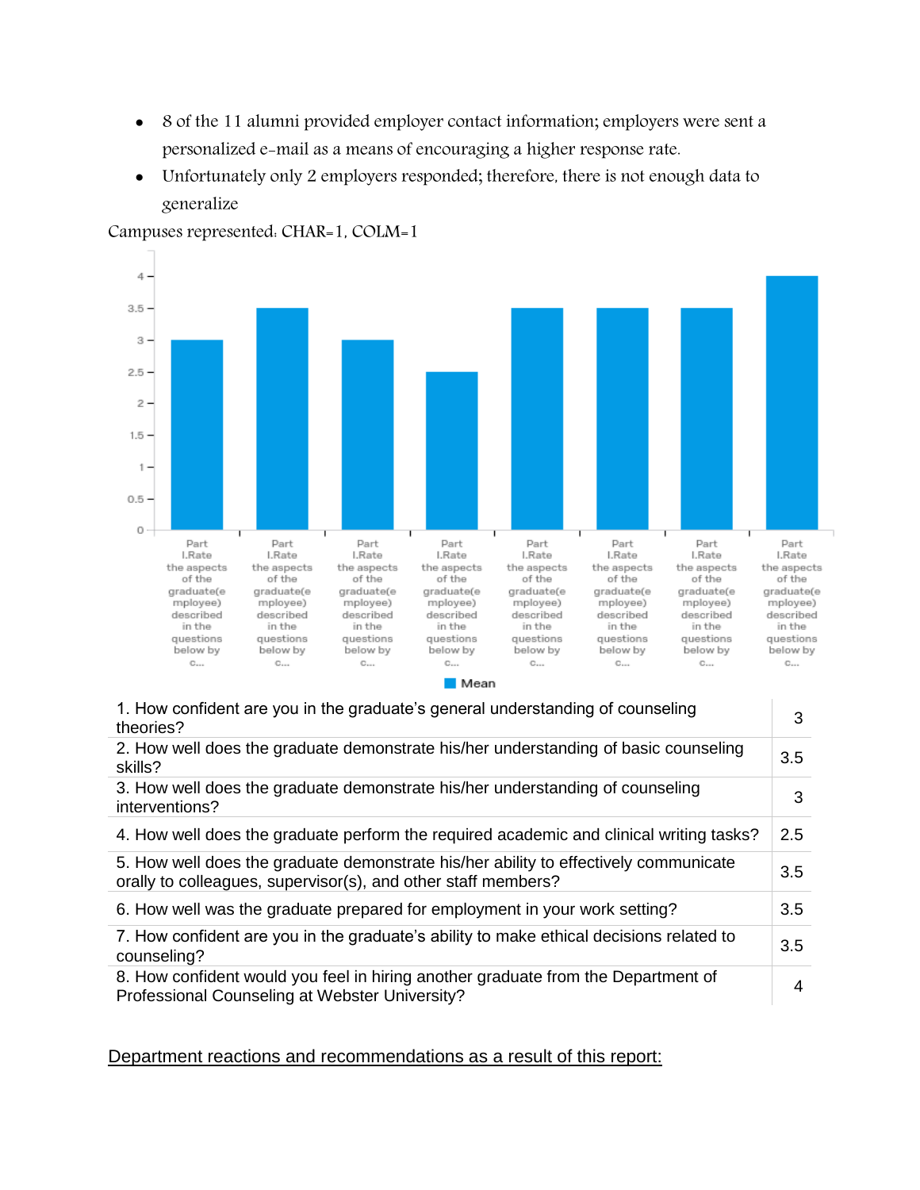- 8 of the 11 alumni provided employer contact information; employers were sent a personalized e-mail as a means of encouraging a higher response rate.
- Unfortunately only 2 employers responded; therefore, there is not enough data to generalize

Campuses represented: CHAR=1, COLM=1

| | |
|---|---|
| 1. How confident are you in the graduate's general understanding of counseling theories? | 3 |
| 2. How well does the graduate demonstrate his/her understanding of basic counseling skills? | 3.5 |
| 3. How well does the graduate demonstrate his/her understanding of counseling interventions? | 3 |
| 4. How well does the graduate perform the required academic and clinical writing tasks? | 2.5 |
| 5. How well does the graduate demonstrate his/her ability to effectively communicate orally to colleagues, supervisor(s), and other staff members? | 3.5 |
| 6. How well was the graduate prepared for employment in your work setting? | 3.5 |
| 7. How confident are you in the graduate's ability to make ethical decisions related to counseling? | 3.5 |
| 8. How confident would you feel in hiring another graduate from the Department of Professional Counseling at Webster University? | 4 |

Department reactions and recommendations as a result of this report: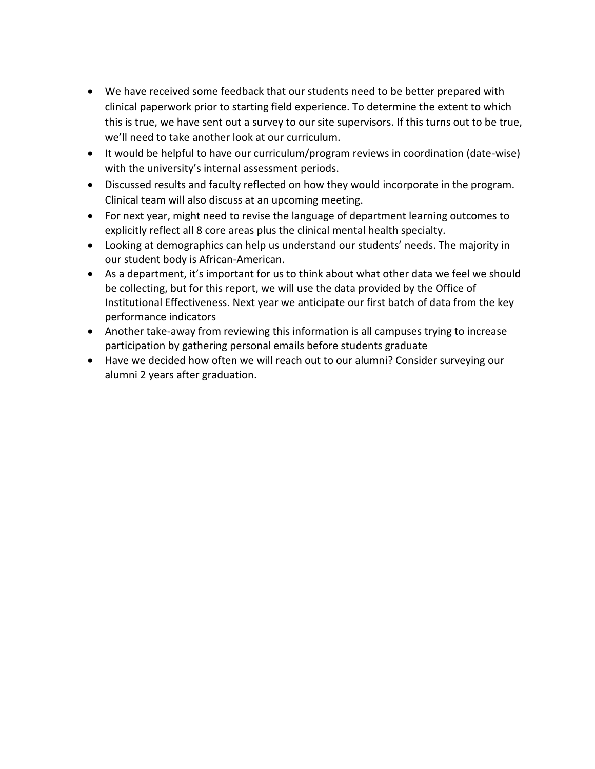- We have received some feedback that our students need to be better prepared with clinical paperwork prior to starting field experience. To determine the extent to which this is true, we have sent out a survey to our site supervisors. If this turns out to be true, we'll need to take another look at our curriculum.
- It would be helpful to have our curriculum/program reviews in coordination (date-wise) with the university's internal assessment periods.
- Discussed results and faculty reflected on how they would incorporate in the program. Clinical team will also discuss at an upcoming meeting.
- For next year, might need to revise the language of department learning outcomes to explicitly reflect all 8 core areas plus the clinical mental health specialty.
- Looking at demographics can help us understand our students' needs. The majority in our student body is African-American.
- As a department, it's important for us to think about what other data we feel we should be collecting, but for this report, we will use the data provided by the Office of Institutional Effectiveness. Next year we anticipate our first batch of data from the key performance indicators
- Another take-away from reviewing this information is all campuses trying to increase participation by gathering personal emails before students graduate
- Have we decided how often we will reach out to our alumni? Consider surveying our alumni 2 years after graduation.